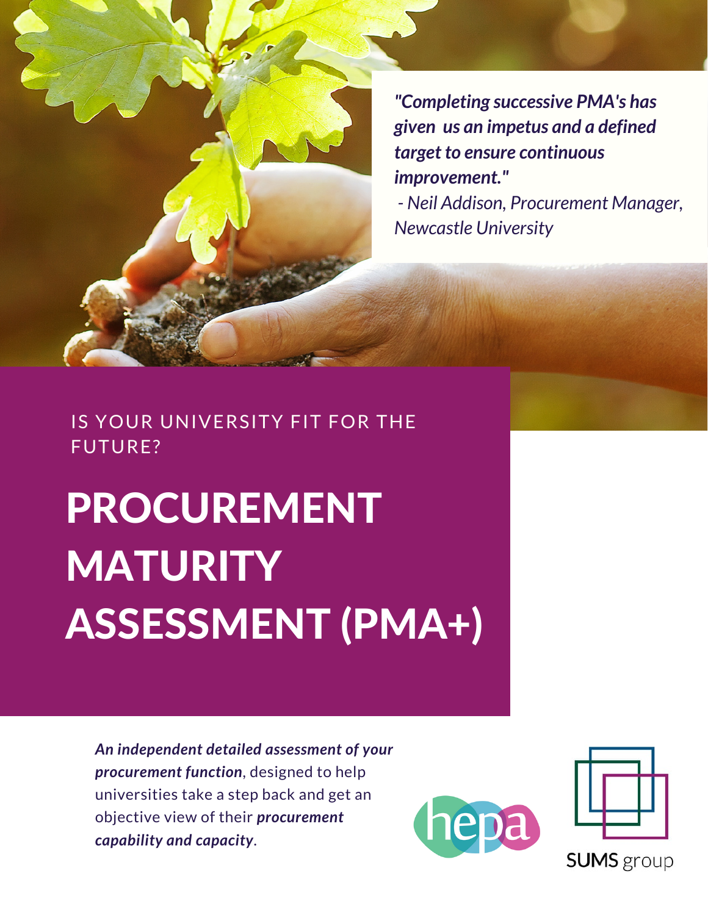*"Completing successive PMA's has given us an impetus and a defined target to ensure continuous improvement."*
*- Neil Addison, Procurement Manager, Newcastle University*

IS YOUR UNIVERSITY FIT FOR THE FUTURE?

# PROCUREMENT MATURITY ASSESSMENT (PMA+)

***An independent detailed assessment of your procurement function***, designed to help universities take a step back and get an objective view of their ***procurement capability and capacity***.

hepa

SUMS group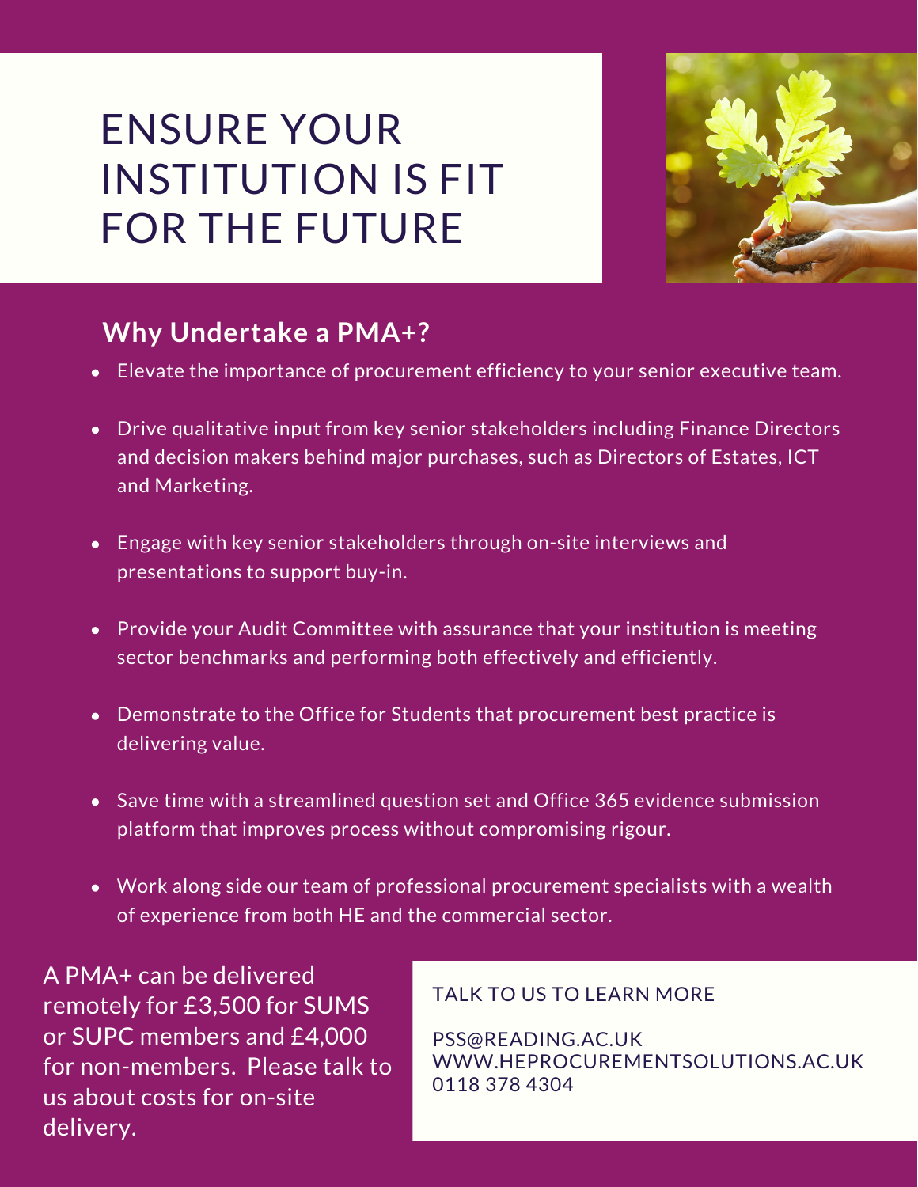# ENSURE YOUR INSTITUTION IS FIT FOR THE FUTURE

## Why Undertake a PMA+?

- Elevate the importance of procurement efficiency to your senior executive team.
- Drive qualitative input from key senior stakeholders including Finance Directors and decision makers behind major purchases, such as Directors of Estates, ICT and Marketing.
- Engage with key senior stakeholders through on-site interviews and presentations to support buy-in.
- Provide your Audit Committee with assurance that your institution is meeting sector benchmarks and performing both effectively and efficiently.
- Demonstrate to the Office for Students that procurement best practice is delivering value.
- Save time with a streamlined question set and Office 365 evidence submission platform that improves process without compromising rigour.
- Work along side our team of professional procurement specialists with a wealth of experience from both HE and the commercial sector.

A PMA+ can be delivered remotely for £3,500 for SUMS or SUPC members and £4,000 for non-members. Please talk to us about costs for on-site delivery.

TALK TO US TO LEARN MORE

PSS@READING.AC.UK
WWW.HEPROCUREMENTSOLUTIONS.AC.UK
0118 378 4304